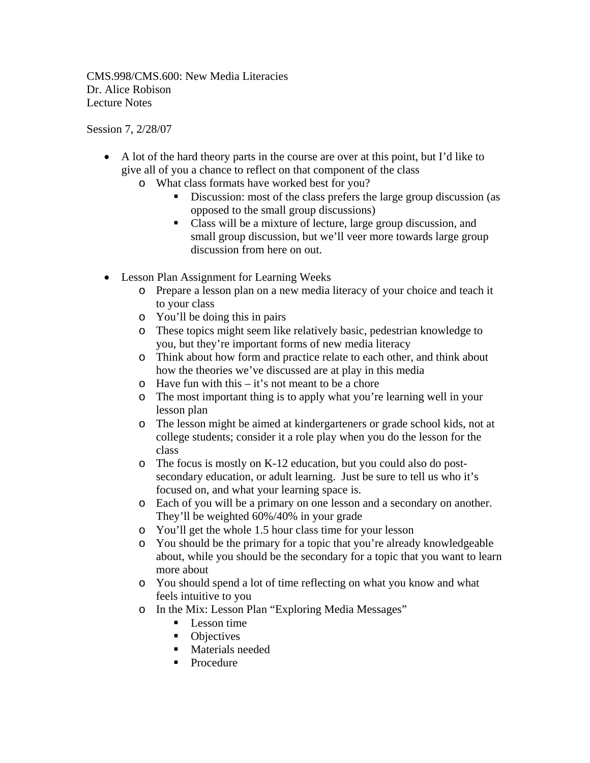CMS.998/CMS.600: New Media Literacies
Dr. Alice Robison
Lecture Notes

Session 7, 2/28/07

- A lot of the hard theory parts in the course are over at this point, but I'd like to give all of you a chance to reflect on that component of the class
  - What class formats have worked best for you?
    - Discussion: most of the class prefers the large group discussion (as opposed to the small group discussions)
    - Class will be a mixture of lecture, large group discussion, and small group discussion, but we'll veer more towards large group discussion from here on out.

- Lesson Plan Assignment for Learning Weeks
  - Prepare a lesson plan on a new media literacy of your choice and teach it to your class
  - You'll be doing this in pairs
  - These topics might seem like relatively basic, pedestrian knowledge to you, but they're important forms of new media literacy
  - Think about how form and practice relate to each other, and think about how the theories we've discussed are at play in this media
  - Have fun with this – it's not meant to be a chore
  - The most important thing is to apply what you're learning well in your lesson plan
  - The lesson might be aimed at kindergarteners or grade school kids, not at college students; consider it a role play when you do the lesson for the class
  - The focus is mostly on K-12 education, but you could also do post-secondary education, or adult learning. Just be sure to tell us who it's focused on, and what your learning space is.
  - Each of you will be a primary on one lesson and a secondary on another. They'll be weighted 60%/40% in your grade
  - You'll get the whole 1.5 hour class time for your lesson
  - You should be the primary for a topic that you're already knowledgeable about, while you should be the secondary for a topic that you want to learn more about
  - You should spend a lot of time reflecting on what you know and what feels intuitive to you
  - In the Mix: Lesson Plan "Exploring Media Messages"
    - Lesson time
    - Objectives
    - Materials needed
    - Procedure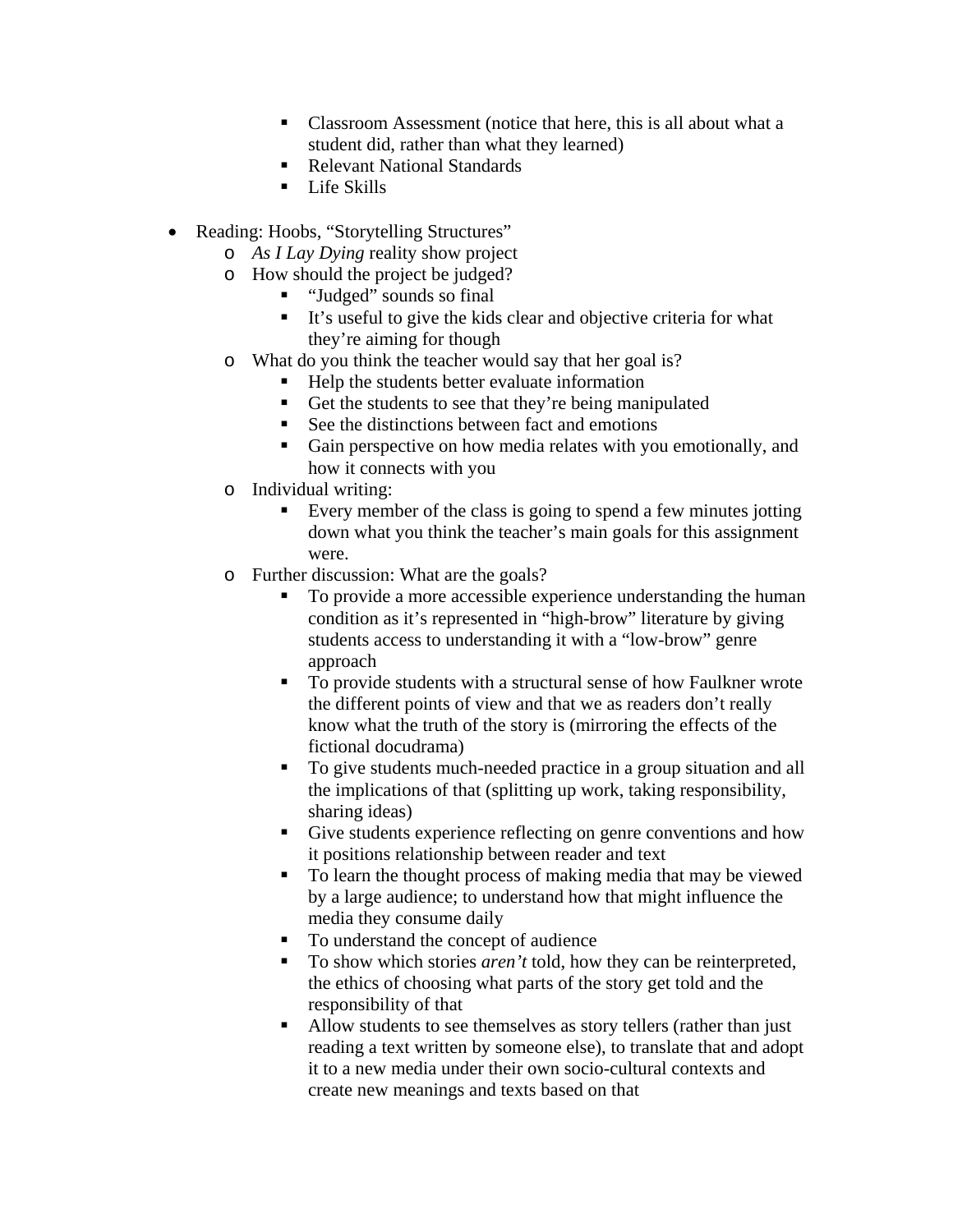- Classroom Assessment (notice that here, this is all about what a student did, rather than what they learned)
        - Relevant National Standards
        - Life Skills

- Reading: Hoobs, "Storytelling Structures"
    - *As I Lay Dying* reality show project
    - How should the project be judged?
        - "Judged" sounds so final
        - It's useful to give the kids clear and objective criteria for what they're aiming for though
    - What do you think the teacher would say that her goal is?
        - Help the students better evaluate information
        - Get the students to see that they're being manipulated
        - See the distinctions between fact and emotions
        - Gain perspective on how media relates with you emotionally, and how it connects with you
    - Individual writing:
        - Every member of the class is going to spend a few minutes jotting down what you think the teacher's main goals for this assignment were.
    - Further discussion: What are the goals?
        - To provide a more accessible experience understanding the human condition as it's represented in "high-brow" literature by giving students access to understanding it with a "low-brow" genre approach
        - To provide students with a structural sense of how Faulkner wrote the different points of view and that we as readers don't really know what the truth of the story is (mirroring the effects of the fictional docudrama)
        - To give students much-needed practice in a group situation and all the implications of that (splitting up work, taking responsibility, sharing ideas)
        - Give students experience reflecting on genre conventions and how it positions relationship between reader and text
        - To learn the thought process of making media that may be viewed by a large audience; to understand how that might influence the media they consume daily
        - To understand the concept of audience
        - To show which stories *aren't* told, how they can be reinterpreted, the ethics of choosing what parts of the story get told and the responsibility of that
        - Allow students to see themselves as story tellers (rather than just reading a text written by someone else), to translate that and adopt it to a new media under their own socio-cultural contexts and create new meanings and texts based on that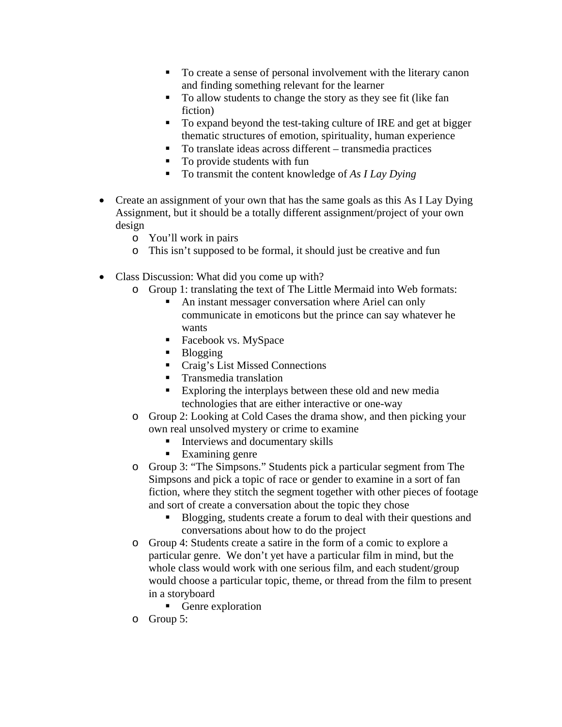- To create a sense of personal involvement with the literary canon and finding something relevant for the learner
    - To allow students to change the story as they see fit (like fan fiction)
    - To expand beyond the test-taking culture of IRE and get at bigger thematic structures of emotion, spirituality, human experience
    - To translate ideas across different – transmedia practices
    - To provide students with fun
    - To transmit the content knowledge of *As I Lay Dying*

- Create an assignment of your own that has the same goals as this As I Lay Dying Assignment, but it should be a totally different assignment/project of your own design
  - You'll work in pairs
  - This isn't supposed to be formal, it should just be creative and fun

- Class Discussion: What did you come up with?
  - Group 1: translating the text of The Little Mermaid into Web formats:
    - An instant messager conversation where Ariel can only communicate in emoticons but the prince can say whatever he wants
    - Facebook vs. MySpace
    - Blogging
    - Craig's List Missed Connections
    - Transmedia translation
    - Exploring the interplays between these old and new media technologies that are either interactive or one-way
  - Group 2: Looking at Cold Cases the drama show, and then picking your own real unsolved mystery or crime to examine
    - Interviews and documentary skills
    - Examining genre
  - Group 3: "The Simpsons." Students pick a particular segment from The Simpsons and pick a topic of race or gender to examine in a sort of fan fiction, where they stitch the segment together with other pieces of footage and sort of create a conversation about the topic they chose
    - Blogging, students create a forum to deal with their questions and conversations about how to do the project
  - Group 4: Students create a satire in the form of a comic to explore a particular genre. We don't yet have a particular film in mind, but the whole class would work with one serious film, and each student/group would choose a particular topic, theme, or thread from the film to present in a storyboard
    - Genre exploration
  - Group 5: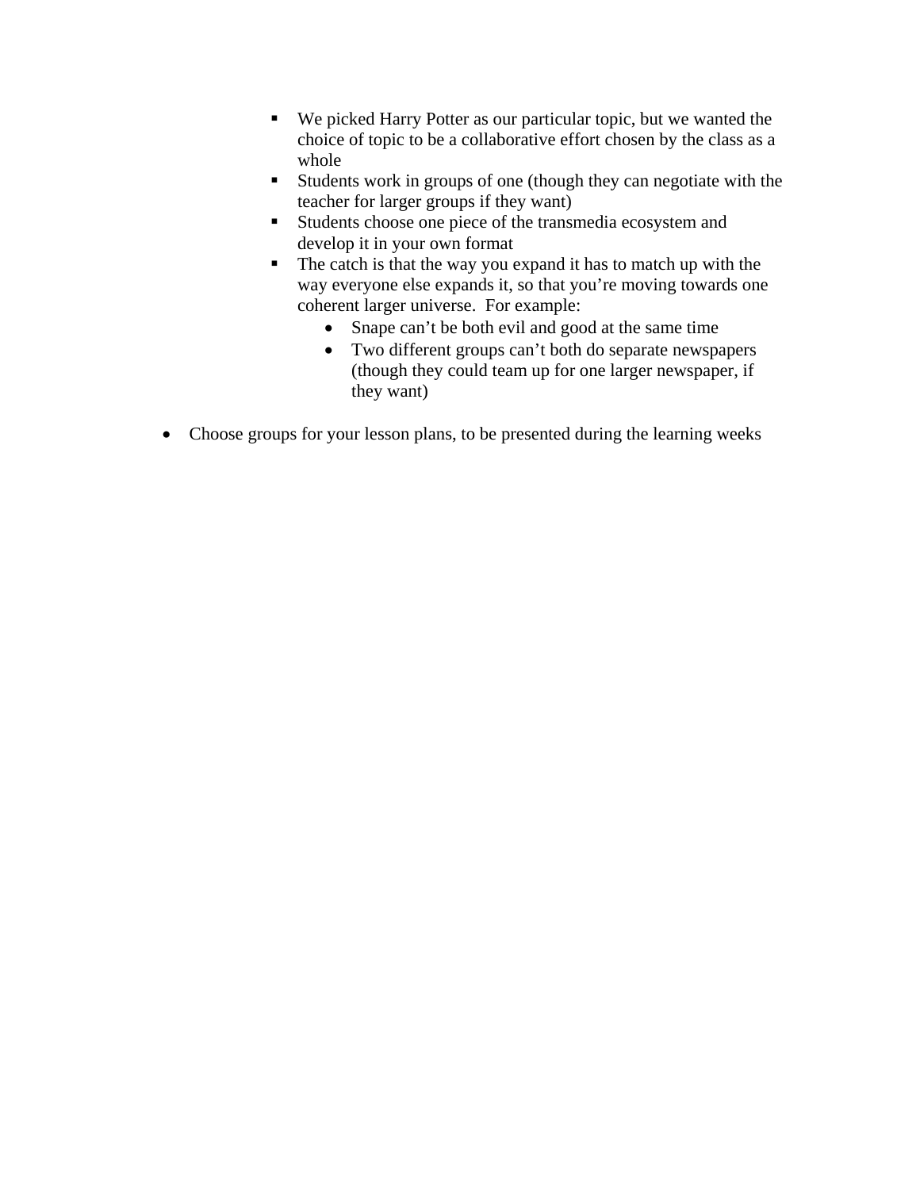- We picked Harry Potter as our particular topic, but we wanted the choice of topic to be a collaborative effort chosen by the class as a whole
    - Students work in groups of one (though they can negotiate with the teacher for larger groups if they want)
    - Students choose one piece of the transmedia ecosystem and develop it in your own format
    - The catch is that the way you expand it has to match up with the way everyone else expands it, so that you're moving towards one coherent larger universe. For example:
        - Snape can't be both evil and good at the same time
        - Two different groups can't both do separate newspapers (though they could team up for one larger newspaper, if they want)

- Choose groups for your lesson plans, to be presented during the learning weeks